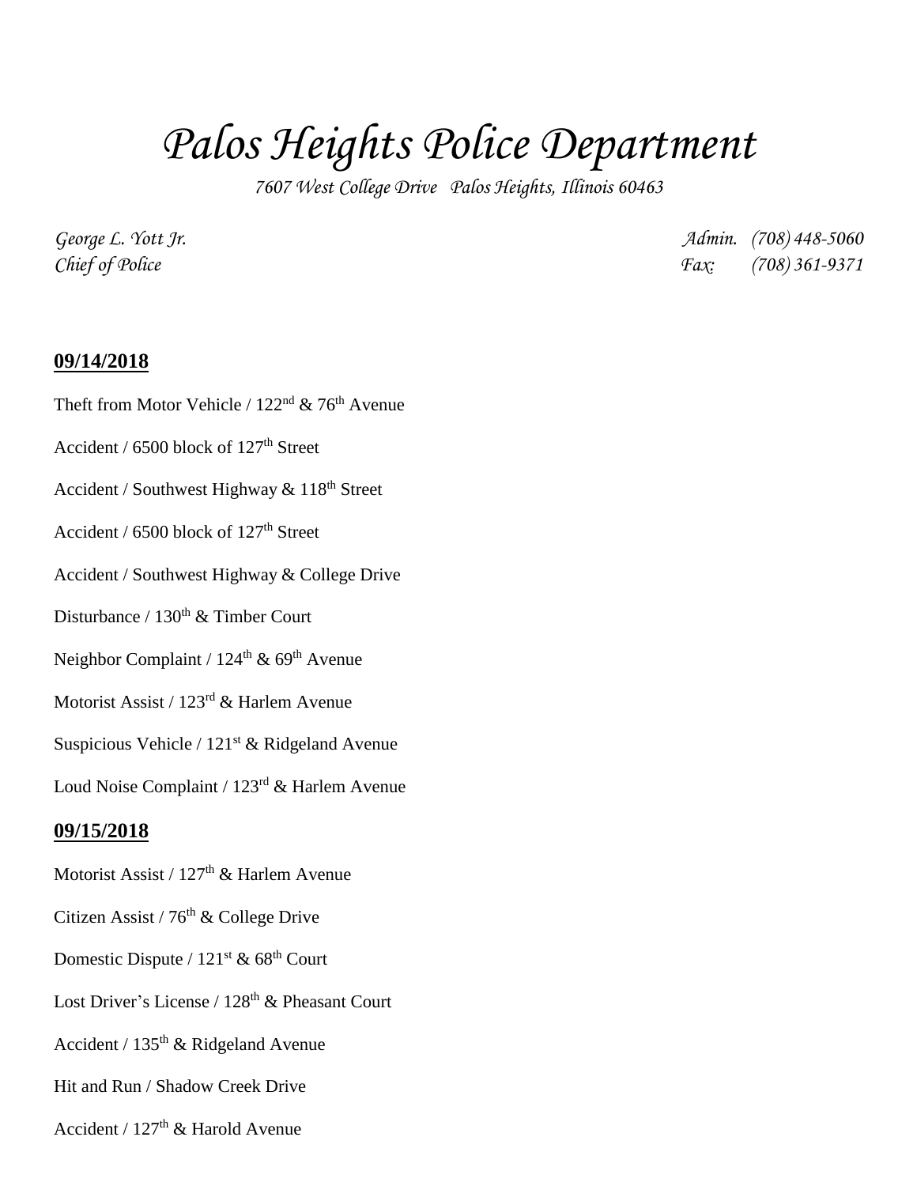# Palos Heights Police Department

*7607 West College Drive   Palos Heights, Illinois 60463*

*George L. Yott Jr.*  
*Chief of Police*

*Admin.   (708) 448-5060*  
*Fax:   (708) 361-9371*

**09/14/2018**

Theft from Motor Vehicle / 122nd & 76th Avenue

Accident / 6500 block of 127th Street

Accident / Southwest Highway & 118th Street

Accident / 6500 block of 127th Street

Accident / Southwest Highway & College Drive

Disturbance / 130th & Timber Court

Neighbor Complaint / 124th & 69th Avenue

Motorist Assist / 123rd & Harlem Avenue

Suspicious Vehicle / 121st & Ridgeland Avenue

Loud Noise Complaint / 123rd & Harlem Avenue

**09/15/2018**

Motorist Assist / 127th & Harlem Avenue

Citizen Assist / 76th & College Drive

Domestic Dispute / 121st & 68th Court

Lost Driver's License / 128th & Pheasant Court

Accident / 135th & Ridgeland Avenue

Hit and Run / Shadow Creek Drive

Accident / 127th & Harold Avenue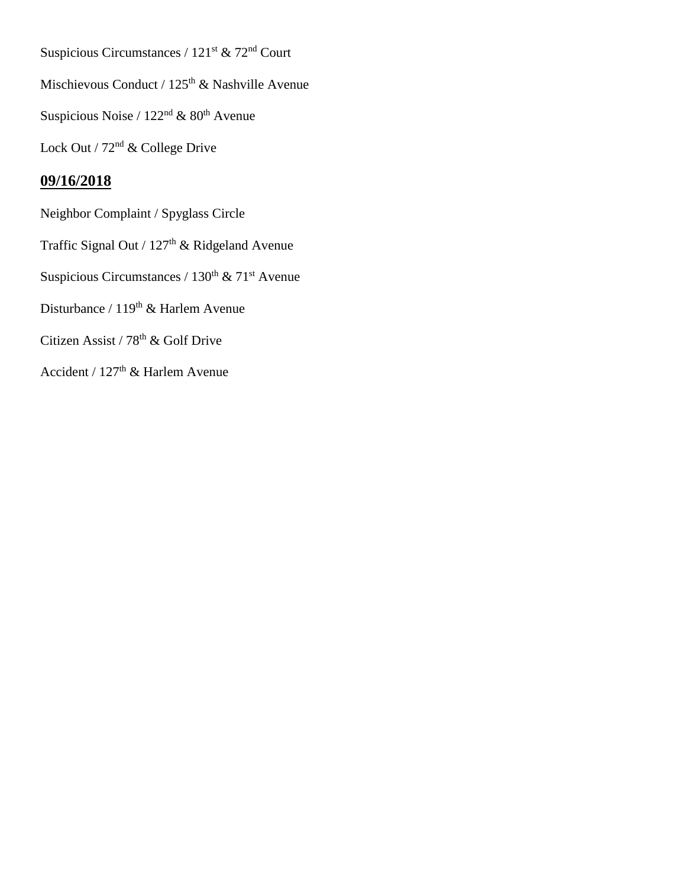Suspicious Circumstances / 121st & 72nd Court

Mischievous Conduct / 125th & Nashville Avenue

Suspicious Noise / 122nd & 80th Avenue

Lock Out / 72nd & College Drive

**09/16/2018**

Neighbor Complaint / Spyglass Circle

Traffic Signal Out / 127th & Ridgeland Avenue

Suspicious Circumstances / 130th & 71st Avenue

Disturbance / 119th & Harlem Avenue

Citizen Assist / 78th & Golf Drive

Accident / 127th & Harlem Avenue